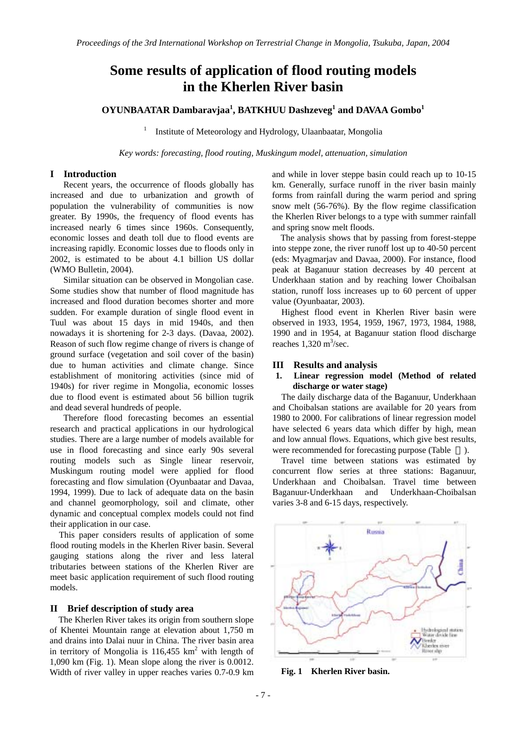# Some results of application of flood routing models in the Kherlen River basin

**OYUNBAATAR Dambaravjaa[1], BATKHUU Dashzeveg[1] and DAVAA Gombo[1]**

[1] Institute of Meteorology and Hydrology, Ulaanbaatar, Mongolia

*Key words: forecasting, flood routing, Muskingum model, attenuation, simulation*

## I Introduction

Recent years, the occurrence of floods globally has increased and due to urbanization and growth of population the vulnerability of communities is now greater. By 1990s, the frequency of flood events has increased nearly 6 times since 1960s. Consequently, economic losses and death toll due to flood events are increasing rapidly. Economic losses due to floods only in 2002, is estimated to be about 4.1 billion US dollar (WMO Bulletin, 2004).

Similar situation can be observed in Mongolian case. Some studies show that number of flood magnitude has increased and flood duration becomes shorter and more sudden. For example duration of single flood event in Tuul was about 15 days in mid 1940s, and then nowadays it is shortening for 2-3 days. (Davaa, 2002). Reason of such flow regime change of rivers is change of ground surface (vegetation and soil cover of the basin) due to human activities and climate change. Since establishment of monitoring activities (since mid of 1940s) for river regime in Mongolia, economic losses due to flood event is estimated about 56 billion tugrik and dead several hundreds of people.

Therefore flood forecasting becomes an essential research and practical applications in our hydrological studies. There are a large number of models available for use in flood forecasting and since early 90s several routing models such as Single linear reservoir, Muskingum routing model were applied for flood forecasting and flow simulation (Oyunbaatar and Davaa, 1994, 1999). Due to lack of adequate data on the basin and channel geomorphology, soil and climate, other dynamic and conceptual complex models could not find their application in our case.

This paper considers results of application of some flood routing models in the Kherlen River basin. Several gauging stations along the river and less lateral tributaries between stations of the Kherlen River are meet basic application requirement of such flood routing models.

## II Brief description of study area

The Kherlen River takes its origin from southern slope of Khentei Mountain range at elevation about 1,750 m and drains into Dalai nuur in China. The river basin area in territory of Mongolia is 116,455 km$^2$ with length of 1,090 km (Fig. 1). Mean slope along the river is 0.0012. Width of river valley in upper reaches varies 0.7-0.9 km and while in lover steppe basin could reach up to 10-15 km. Generally, surface runoff in the river basin mainly forms from rainfall during the warm period and spring snow melt (56-76%). By the flow regime classification the Kherlen River belongs to a type with summer rainfall and spring snow melt floods.

The analysis shows that by passing from forest-steppe into steppe zone, the river runoff lost up to 40-50 percent (eds: Myagmarjav and Davaa, 2000). For instance, flood peak at Baganuur station decreases by 40 percent at Underkhaan station and by reaching lower Choibalsan station, runoff loss increases up to 60 percent of upper value (Oyunbaatar, 2003).

Highest flood event in Kherlen River basin were observed in 1933, 1954, 1959, 1967, 1973, 1984, 1988, 1990 and in 1954, at Baganuur station flood discharge reaches 1,320 m$^3$/sec.

## III Results and analysis

### 1. Linear regression model (Method of related discharge or water stage)

The daily discharge data of the Baganuur, Underkhaan and Choibalsan stations are available for 20 years from 1980 to 2000. For calibrations of linear regression model have selected 6 years data which differ by high, mean and low annual flows. Equations, which give best results, were recommended for forecasting purpose (Table ).

Travel time between stations was estimated by concurrent flow series at three stations: Baganuur, Underkhaan and Choibalsan. Travel time between Baganuur-Underkhaan and Underkhaan-Choibalsan varies 3-8 and 6-15 days, respectively.

**Fig. 1 Kherlen River basin.**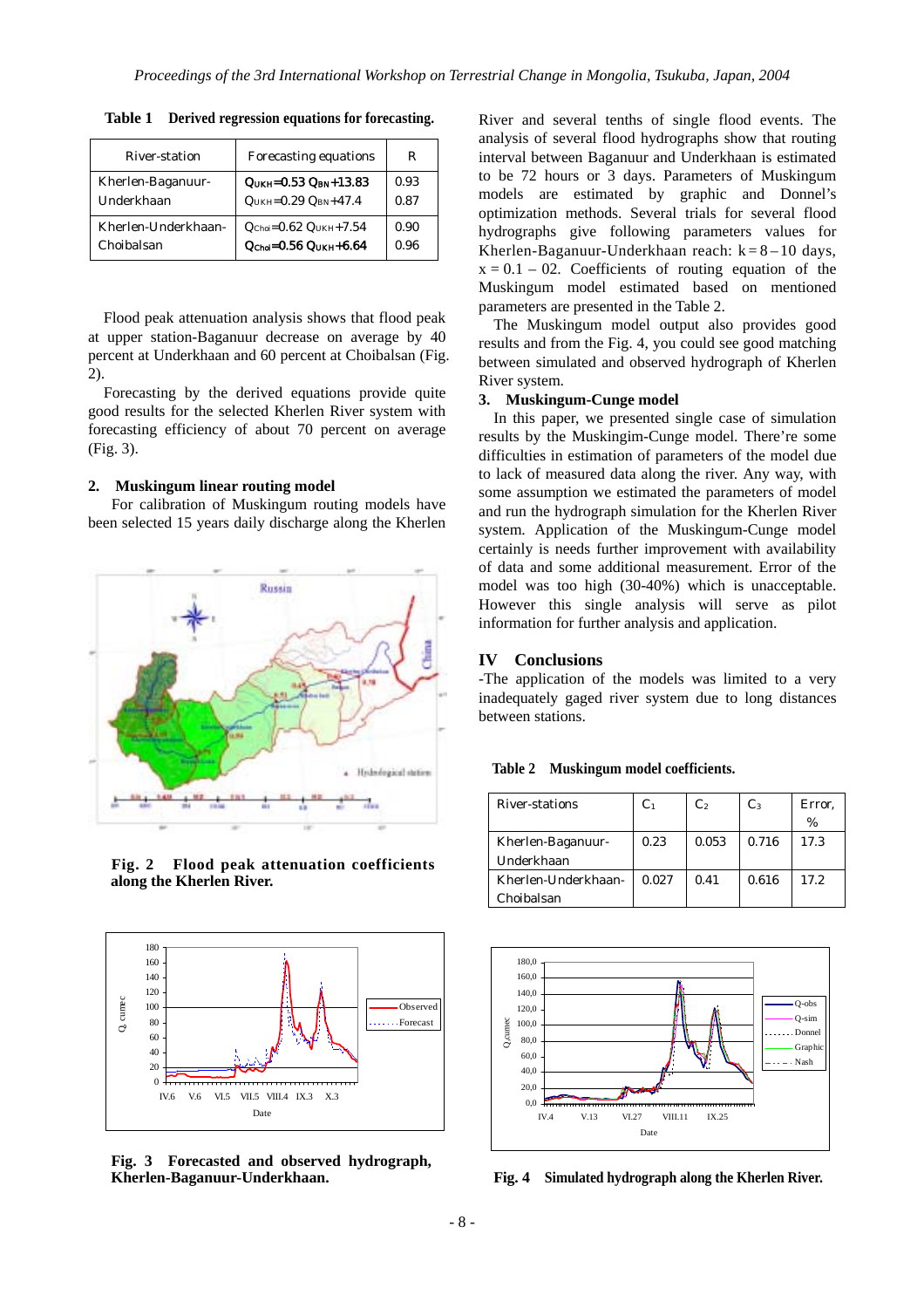**Table 1 Derived regression equations for forecasting.**

| River-station | Forecasting equations | R |
|---|---|---|
| Kherlen-Baganuur-Underkhaan | $Q_{UKH}$=0.53 $Q_{BN}$+13.83<br>$Q_{UKH}$=0.29 $Q_{BN}$+47.4 | 0.93<br>0.87 |
| Kherlen-Underkhaan-Choibalsan | $Q_{Choi}$=0.62 $Q_{UKH}$+7.54<br>$Q_{Choi}$=0.56 $Q_{UKH}$+6.64 | 0.90<br>0.96 |

Flood peak attenuation analysis shows that flood peak at upper station-Baganuur decrease on average by 40 percent at Underkhaan and 60 percent at Choibalsan (Fig. 2).

Forecasting by the derived equations provide quite good results for the selected Kherlen River system with forecasting efficiency of about 70 percent on average (Fig. 3).

## 2. Muskingum linear routing model

For calibration of Muskingum routing models have been selected 15 years daily discharge along the Kherlen River and several tenths of single flood events. The analysis of several flood hydrographs show that routing interval between Baganuur and Underkhaan is estimated to be 72 hours or 3 days. Parameters of Muskingum models are estimated by graphic and Donnel's optimization methods. Several trials for several flood hydrographs give following parameters values for Kherlen-Baganuur-Underkhaan reach: k = 8 – 10 days, x = 0.1 – 02. Coefficients of routing equation of the Muskingum model estimated based on mentioned parameters are presented in the Table 2.

**Fig. 2 Flood peak attenuation coefficients along the Kherlen River.**

**Fig. 3 Forecasted and observed hydrograph, Kherlen-Baganuur-Underkhaan.**

The Muskingum model output also provides good results and from the Fig. 4, you could see good matching between simulated and observed hydrograph of Kherlen River system.

## 3. Muskingum-Cunge model

In this paper, we presented single case of simulation results by the Muskingim-Cunge model. There're some difficulties in estimation of parameters of the model due to lack of measured data along the river. Any way, with some assumption we estimated the parameters of model and run the hydrograph simulation for the Kherlen River system. Application of the Muskingum-Cunge model certainly is needs further improvement with availability of data and some additional measurement. Error of the model was too high (30-40%) which is unacceptable. However this single analysis will serve as pilot information for further analysis and application.

# IV Conclusions

-The application of the models was limited to a very inadequately gaged river system due to long distances between stations.

**Table 2 Muskingum model coefficients.**

| River-stations | $C_1$ | $C_2$ | $C_3$ | Error, % |
|---|---|---|---|---|
| Kherlen-Baganuur-Underkhaan | 0.23 | 0.053 | 0.716 | 17.3 |
| Kherlen-Underkhaan-Choibalsan | 0.027 | 0.41 | 0.616 | 17.2 |

**Fig. 4 Simulated hydrograph along the Kherlen River.**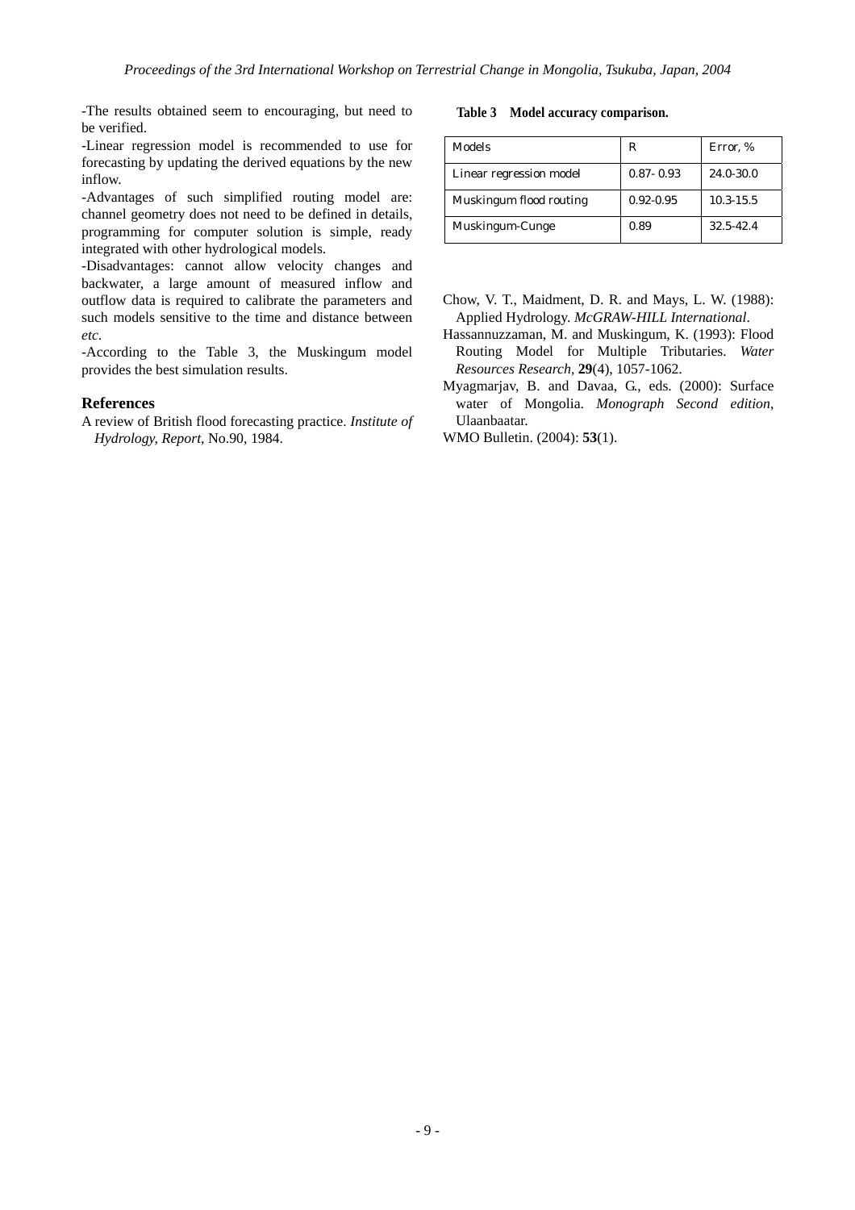-The results obtained seem to encouraging, but need to be verified.

-Linear regression model is recommended to use for forecasting by updating the derived equations by the new inflow.

-Advantages of such simplified routing model are: channel geometry does not need to be defined in details, programming for computer solution is simple, ready integrated with other hydrological models.

-Disadvantages: cannot allow velocity changes and backwater, a large amount of measured inflow and outflow data is required to calibrate the parameters and such models sensitive to the time and distance between *etc*.

-According to the Table 3, the Muskingum model provides the best simulation results.

**Table 3 Model accuracy comparison.**

| Models | R | Error, % |
|---|---|---|
| Linear regression model | 0.87- 0.93 | 24.0-30.0 |
| Muskingum flood routing | 0.92-0.95 | 10.3-15.5 |
| Muskingum-Cunge | 0.89 | 32.5-42.4 |

## References

A review of British flood forecasting practice. *Institute of Hydrology, Report*, No.90, 1984.

Chow, V. T., Maidment, D. R. and Mays, L. W. (1988): Applied Hydrology. *McGRAW-HILL International*.

Hassannuzzaman, M. and Muskingum, K. (1993): Flood Routing Model for Multiple Tributaries. *Water Resources Research*, **29**(4), 1057-1062.

Myagmarjav, B. and Davaa, G., eds. (2000): Surface water of Mongolia. *Monograph Second edition*, Ulaanbaatar.

WMO Bulletin. (2004): **53**(1).